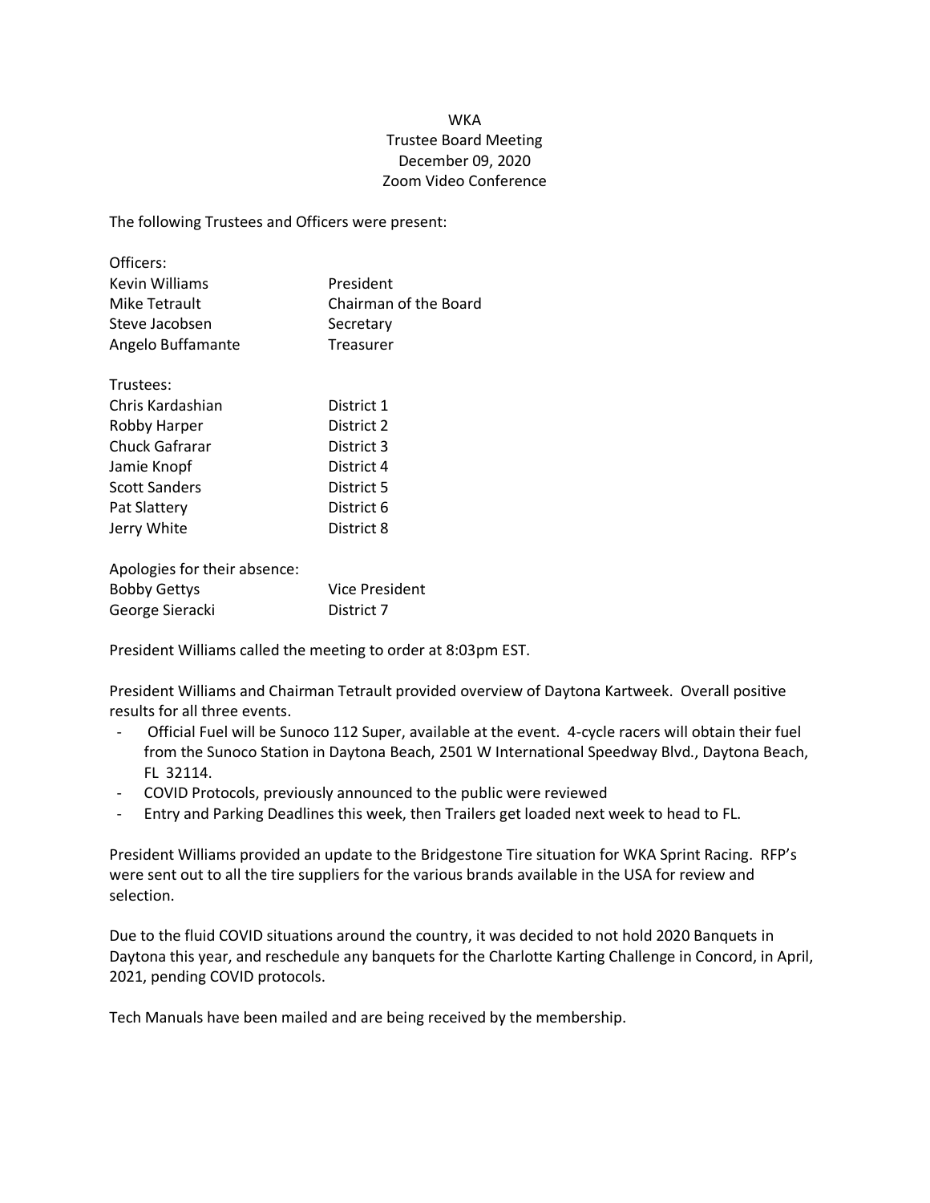WKA
Trustee Board Meeting
December 09, 2020
Zoom Video Conference

The following Trustees and Officers were present:

| | |
|---|---|
| Officers: | |
| Kevin Williams | President |
| Mike Tetrault | Chairman of the Board |
| Steve Jacobsen | Secretary |
| Angelo Buffamante | Treasurer |
| | |
| Trustees: | |
| Chris Kardashian | District 1 |
| Robby Harper | District 2 |
| Chuck Gafrarar | District 3 |
| Jamie Knopf | District 4 |
| Scott Sanders | District 5 |
| Pat Slattery | District 6 |
| Jerry White | District 8 |
| | |
| Apologies for their absence: | |
| Bobby Gettys | Vice President |
| George Sieracki | District 7 |

President Williams called the meeting to order at 8:03pm EST.

President Williams and Chairman Tetrault provided overview of Daytona Kartweek. Overall positive results for all three events.

- Official Fuel will be Sunoco 112 Super, available at the event. 4-cycle racers will obtain their fuel from the Sunoco Station in Daytona Beach, 2501 W International Speedway Blvd., Daytona Beach, FL 32114.
- COVID Protocols, previously announced to the public were reviewed
- Entry and Parking Deadlines this week, then Trailers get loaded next week to head to FL.

President Williams provided an update to the Bridgestone Tire situation for WKA Sprint Racing. RFP's were sent out to all the tire suppliers for the various brands available in the USA for review and selection.

Due to the fluid COVID situations around the country, it was decided to not hold 2020 Banquets in Daytona this year, and reschedule any banquets for the Charlotte Karting Challenge in Concord, in April, 2021, pending COVID protocols.

Tech Manuals have been mailed and are being received by the membership.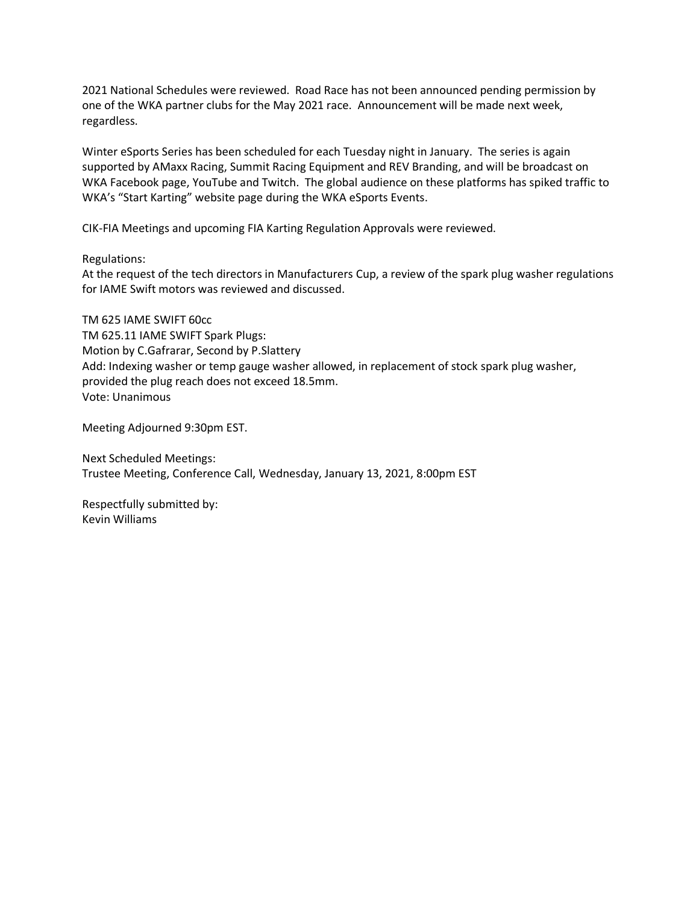2021 National Schedules were reviewed. Road Race has not been announced pending permission by one of the WKA partner clubs for the May 2021 race. Announcement will be made next week, regardless.

Winter eSports Series has been scheduled for each Tuesday night in January. The series is again supported by AMaxx Racing, Summit Racing Equipment and REV Branding, and will be broadcast on WKA Facebook page, YouTube and Twitch. The global audience on these platforms has spiked traffic to WKA's "Start Karting" website page during the WKA eSports Events.

CIK-FIA Meetings and upcoming FIA Karting Regulation Approvals were reviewed.

Regulations:
At the request of the tech directors in Manufacturers Cup, a review of the spark plug washer regulations for IAME Swift motors was reviewed and discussed.

TM 625 IAME SWIFT 60cc
TM 625.11 IAME SWIFT Spark Plugs:
Motion by C.Gafrarar, Second by P.Slattery
Add: Indexing washer or temp gauge washer allowed, in replacement of stock spark plug washer, provided the plug reach does not exceed 18.5mm.
Vote: Unanimous

Meeting Adjourned 9:30pm EST.

Next Scheduled Meetings:
Trustee Meeting, Conference Call, Wednesday, January 13, 2021, 8:00pm EST

Respectfully submitted by:
Kevin Williams